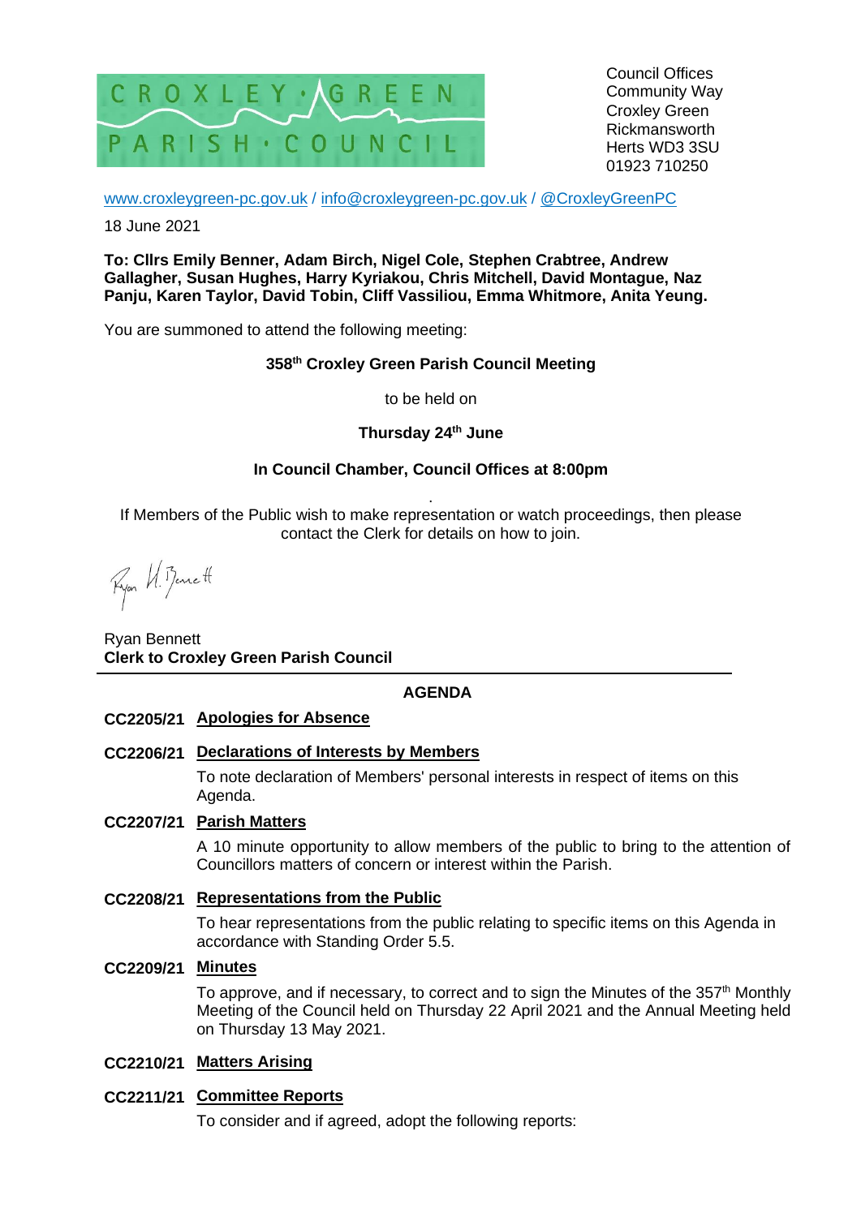CROXLEY · GREEN
PARISH · COUNCIL

Council Offices
Community Way
Croxley Green
Rickmansworth
Herts WD3 3SU
01923 710250

www.croxleygreen-pc.gov.uk / info@croxleygreen-pc.gov.uk / @CroxleyGreenPC

18 June 2021

**To: Cllrs Emily Benner, Adam Birch, Nigel Cole, Stephen Crabtree, Andrew Gallagher, Susan Hughes, Harry Kyriakou, Chris Mitchell, David Montague, Naz Panju, Karen Taylor, David Tobin, Cliff Vassiliou, Emma Whitmore, Anita Yeung.**

You are summoned to attend the following meeting:

**358th Croxley Green Parish Council Meeting**

to be held on

**Thursday 24th June**

**In Council Chamber, Council Offices at 8:00pm**

If Members of the Public wish to make representation or watch proceedings, then please contact the Clerk for details on how to join.

Ryan Bennett
**Clerk to Croxley Green Parish Council**

---

## AGENDA

**CC2205/21 Apologies for Absence**

**CC2206/21 Declarations of Interests by Members**

To note declaration of Members' personal interests in respect of items on this Agenda.

**CC2207/21 Parish Matters**

A 10 minute opportunity to allow members of the public to bring to the attention of Councillors matters of concern or interest within the Parish.

**CC2208/21 Representations from the Public**

To hear representations from the public relating to specific items on this Agenda in accordance with Standing Order 5.5.

**CC2209/21 Minutes**

To approve, and if necessary, to correct and to sign the Minutes of the 357th Monthly Meeting of the Council held on Thursday 22 April 2021 and the Annual Meeting held on Thursday 13 May 2021.

**CC2210/21 Matters Arising**

**CC2211/21 Committee Reports**

To consider and if agreed, adopt the following reports: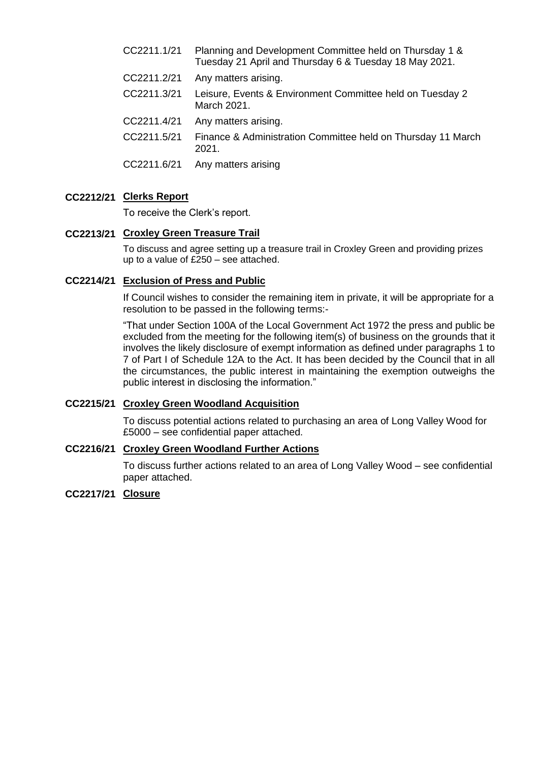CC2211.1/21 Planning and Development Committee held on Thursday 1 & Tuesday 21 April and Thursday 6 & Tuesday 18 May 2021.

CC2211.2/21 Any matters arising.

CC2211.3/21 Leisure, Events & Environment Committee held on Tuesday 2 March 2021.

CC2211.4/21 Any matters arising.

CC2211.5/21 Finance & Administration Committee held on Thursday 11 March 2021.

CC2211.6/21 Any matters arising

**CC2212/21 Clerks Report**

To receive the Clerk's report.

**CC2213/21 Croxley Green Treasure Trail**

To discuss and agree setting up a treasure trail in Croxley Green and providing prizes up to a value of £250 – see attached.

**CC2214/21 Exclusion of Press and Public**

If Council wishes to consider the remaining item in private, it will be appropriate for a resolution to be passed in the following terms:-

"That under Section 100A of the Local Government Act 1972 the press and public be excluded from the meeting for the following item(s) of business on the grounds that it involves the likely disclosure of exempt information as defined under paragraphs 1 to 7 of Part I of Schedule 12A to the Act. It has been decided by the Council that in all the circumstances, the public interest in maintaining the exemption outweighs the public interest in disclosing the information."

**CC2215/21 Croxley Green Woodland Acquisition**

To discuss potential actions related to purchasing an area of Long Valley Wood for £5000 – see confidential paper attached.

**CC2216/21 Croxley Green Woodland Further Actions**

To discuss further actions related to an area of Long Valley Wood – see confidential paper attached.

**CC2217/21 Closure**